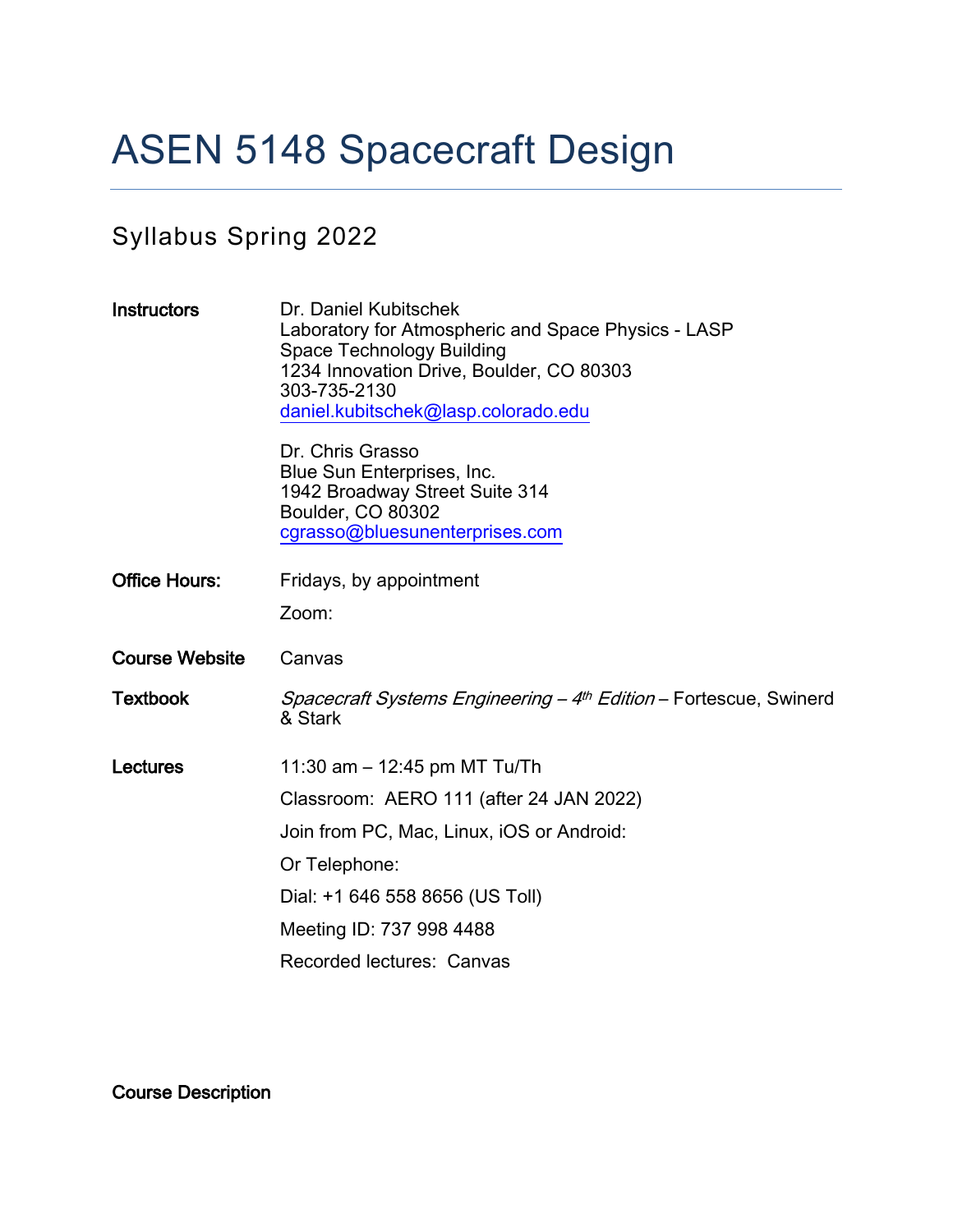# ASEN 5148 Spacecraft Design

## Syllabus Spring 2022

| | |
|---|---|
| **Instructors** | Dr. Daniel Kubitschek<br>Laboratory for Atmospheric and Space Physics - LASP<br>Space Technology Building<br>1234 Innovation Drive, Boulder, CO 80303<br>303-735-2130<br>daniel.kubitschek@lasp.colorado.edu<br><br>Dr. Chris Grasso<br>Blue Sun Enterprises, Inc.<br>1942 Broadway Street Suite 314<br>Boulder, CO 80302<br>cgrasso@bluesunenterprises.com |
| **Office Hours:** | Fridays, by appointment<br>Zoom: |
| **Course Website** | Canvas |
| **Textbook** | *Spacecraft Systems Engineering – 4th Edition* – Fortescue, Swinerd & Stark |
| **Lectures** | 11:30 am – 12:45 pm MT Tu/Th<br>Classroom: AERO 111 (after 24 JAN 2022)<br>Join from PC, Mac, Linux, iOS or Android:<br>Or Telephone:<br>Dial: +1 646 558 8656 (US Toll)<br>Meeting ID: 737 998 4488<br>Recorded lectures: Canvas |

**Course Description**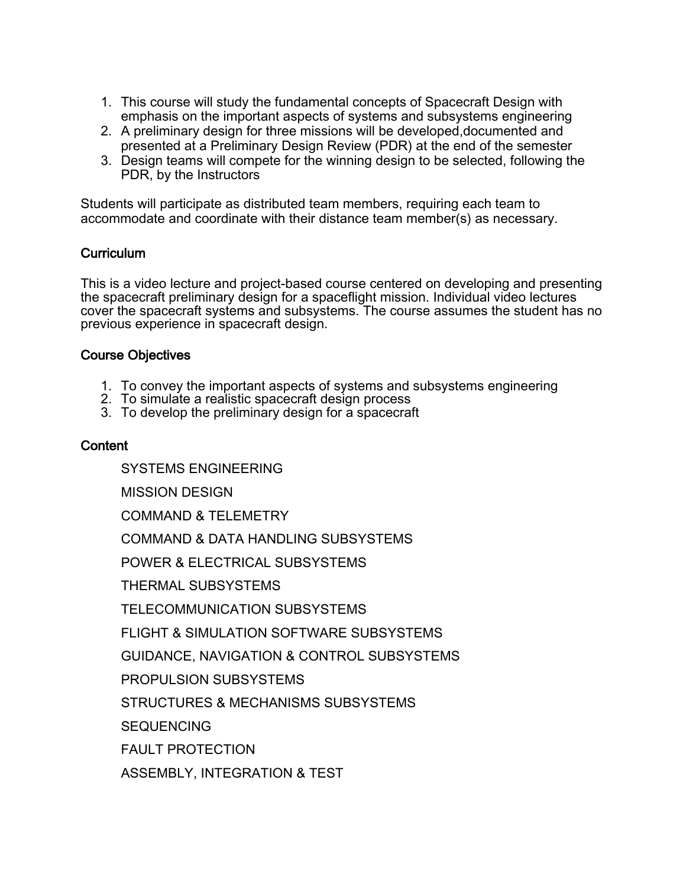1. This course will study the fundamental concepts of Spacecraft Design with emphasis on the important aspects of systems and subsystems engineering
2. A preliminary design for three missions will be developed,documented and presented at a Preliminary Design Review (PDR) at the end of the semester
3. Design teams will compete for the winning design to be selected, following the PDR, by the Instructors

Students will participate as distributed team members, requiring each team to accommodate and coordinate with their distance team member(s) as necessary.

### Curriculum

This is a video lecture and project-based course centered on developing and presenting the spacecraft preliminary design for a spaceflight mission. Individual video lectures cover the spacecraft systems and subsystems. The course assumes the student has no previous experience in spacecraft design.

### Course Objectives

1. To convey the important aspects of systems and subsystems engineering
2. To simulate a realistic spacecraft design process
3. To develop the preliminary design for a spacecraft

### Content

SYSTEMS ENGINEERING

MISSION DESIGN

COMMAND & TELEMETRY

COMMAND & DATA HANDLING SUBSYSTEMS

POWER & ELECTRICAL SUBSYSTEMS

THERMAL SUBSYSTEMS

TELECOMMUNICATION SUBSYSTEMS

FLIGHT & SIMULATION SOFTWARE SUBSYSTEMS

GUIDANCE, NAVIGATION & CONTROL SUBSYSTEMS

PROPULSION SUBSYSTEMS

STRUCTURES & MECHANISMS SUBSYSTEMS

SEQUENCING

FAULT PROTECTION

ASSEMBLY, INTEGRATION & TEST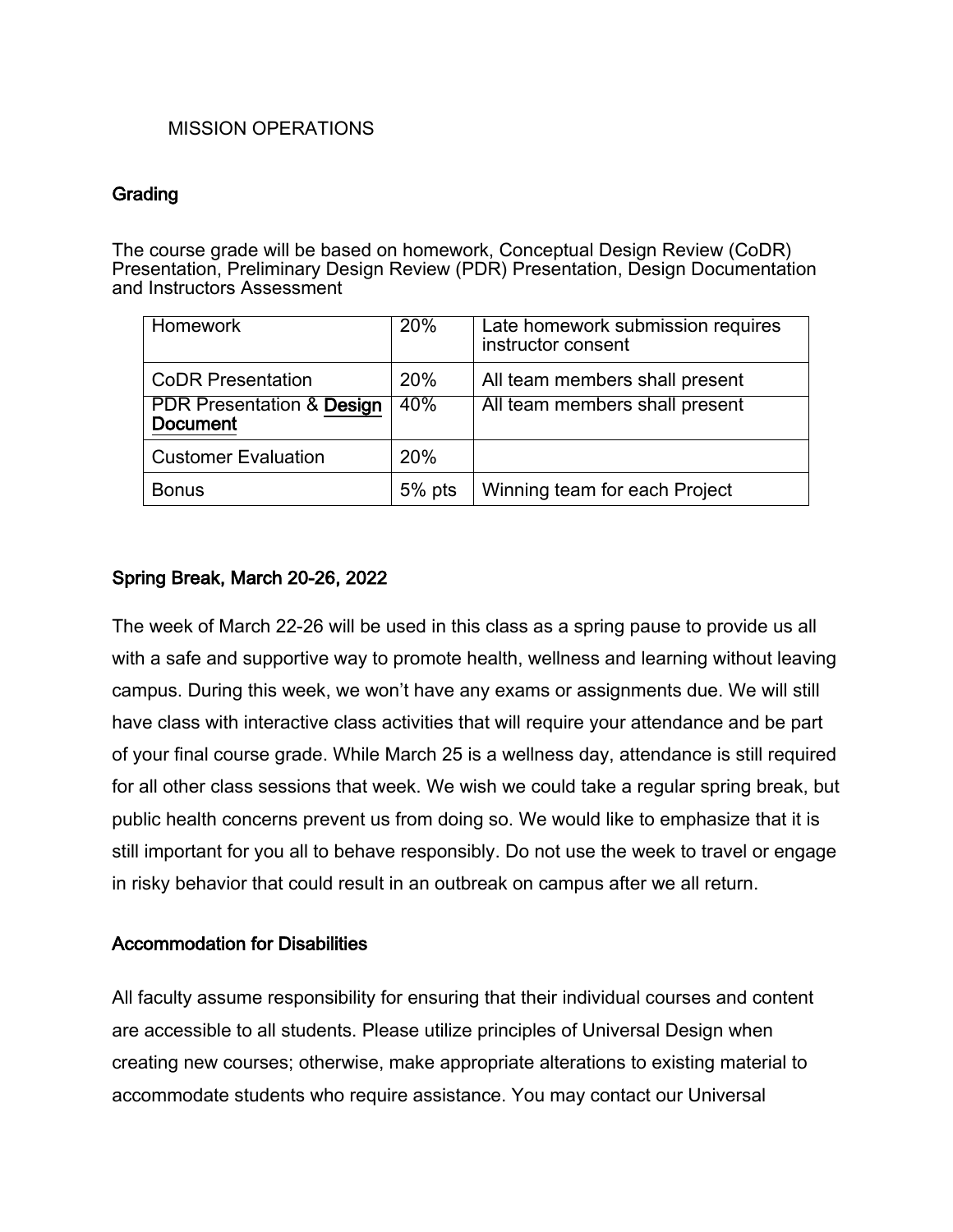MISSION OPERATIONS

## Grading

The course grade will be based on homework, Conceptual Design Review (CoDR) Presentation, Preliminary Design Review (PDR) Presentation, Design Documentation and Instructors Assessment

| Homework | 20% | Late homework submission requires instructor consent |
|---|---|---|
| CoDR Presentation | 20% | All team members shall present |
| PDR Presentation & Design Document | 40% | All team members shall present |
| Customer Evaluation | 20% | |
| Bonus | 5% pts | Winning team for each Project |

## Spring Break, March 20-26, 2022

The week of March 22-26 will be used in this class as a spring pause to provide us all with a safe and supportive way to promote health, wellness and learning without leaving campus. During this week, we won't have any exams or assignments due. We will still have class with interactive class activities that will require your attendance and be part of your final course grade. While March 25 is a wellness day, attendance is still required for all other class sessions that week. We wish we could take a regular spring break, but public health concerns prevent us from doing so. We would like to emphasize that it is still important for you all to behave responsibly. Do not use the week to travel or engage in risky behavior that could result in an outbreak on campus after we all return.

## Accommodation for Disabilities

All faculty assume responsibility for ensuring that their individual courses and content are accessible to all students. Please utilize principles of Universal Design when creating new courses; otherwise, make appropriate alterations to existing material to accommodate students who require assistance. You may contact our Universal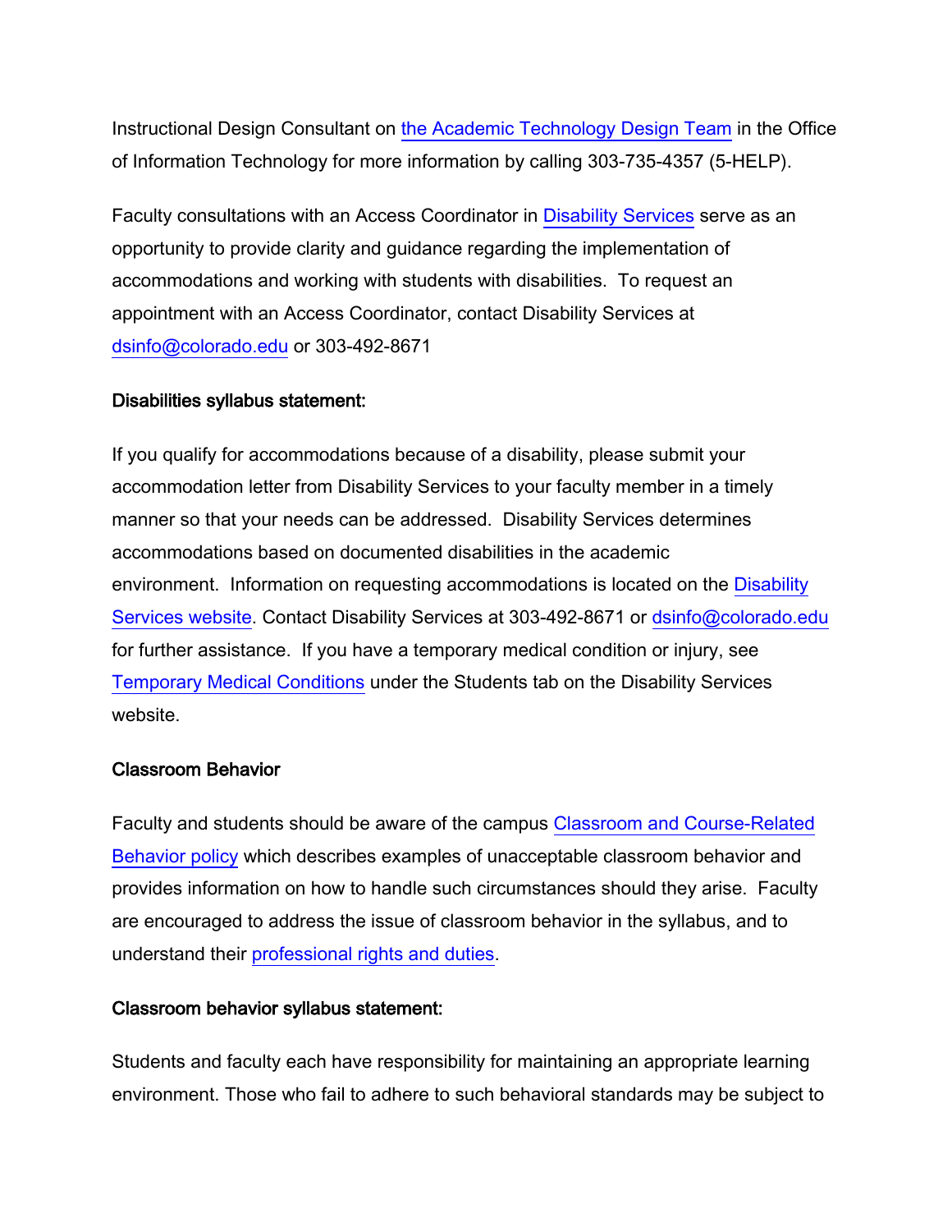Instructional Design Consultant on the Academic Technology Design Team in the Office of Information Technology for more information by calling 303-735-4357 (5-HELP).

Faculty consultations with an Access Coordinator in Disability Services serve as an opportunity to provide clarity and guidance regarding the implementation of accommodations and working with students with disabilities. To request an appointment with an Access Coordinator, contact Disability Services at dsinfo@colorado.edu or 303-492-8671

**Disabilities syllabus statement:**

If you qualify for accommodations because of a disability, please submit your accommodation letter from Disability Services to your faculty member in a timely manner so that your needs can be addressed. Disability Services determines accommodations based on documented disabilities in the academic environment. Information on requesting accommodations is located on the Disability Services website. Contact Disability Services at 303-492-8671 or dsinfo@colorado.edu for further assistance. If you have a temporary medical condition or injury, see Temporary Medical Conditions under the Students tab on the Disability Services website.

**Classroom Behavior**

Faculty and students should be aware of the campus Classroom and Course-Related Behavior policy which describes examples of unacceptable classroom behavior and provides information on how to handle such circumstances should they arise. Faculty are encouraged to address the issue of classroom behavior in the syllabus, and to understand their professional rights and duties.

**Classroom behavior syllabus statement:**

Students and faculty each have responsibility for maintaining an appropriate learning environment. Those who fail to adhere to such behavioral standards may be subject to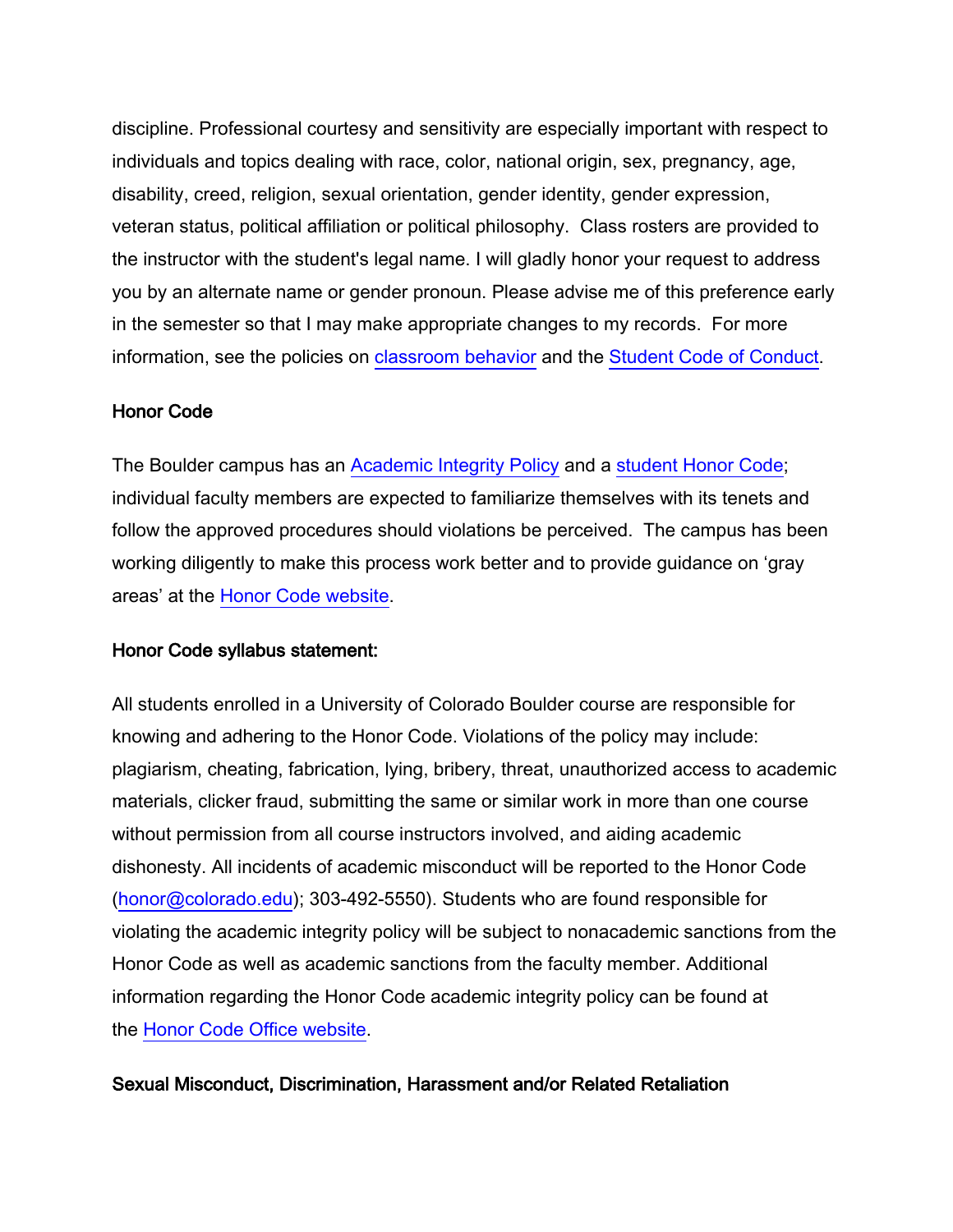discipline. Professional courtesy and sensitivity are especially important with respect to individuals and topics dealing with race, color, national origin, sex, pregnancy, age, disability, creed, religion, sexual orientation, gender identity, gender expression, veteran status, political affiliation or political philosophy. Class rosters are provided to the instructor with the student's legal name. I will gladly honor your request to address you by an alternate name or gender pronoun. Please advise me of this preference early in the semester so that I may make appropriate changes to my records. For more information, see the policies on classroom behavior and the Student Code of Conduct.

**Honor Code**

The Boulder campus has an Academic Integrity Policy and a student Honor Code; individual faculty members are expected to familiarize themselves with its tenets and follow the approved procedures should violations be perceived. The campus has been working diligently to make this process work better and to provide guidance on 'gray areas' at the Honor Code website.

**Honor Code syllabus statement:**

All students enrolled in a University of Colorado Boulder course are responsible for knowing and adhering to the Honor Code. Violations of the policy may include: plagiarism, cheating, fabrication, lying, bribery, threat, unauthorized access to academic materials, clicker fraud, submitting the same or similar work in more than one course without permission from all course instructors involved, and aiding academic dishonesty. All incidents of academic misconduct will be reported to the Honor Code (honor@colorado.edu); 303-492-5550). Students who are found responsible for violating the academic integrity policy will be subject to nonacademic sanctions from the Honor Code as well as academic sanctions from the faculty member. Additional information regarding the Honor Code academic integrity policy can be found at the Honor Code Office website.

**Sexual Misconduct, Discrimination, Harassment and/or Related Retaliation**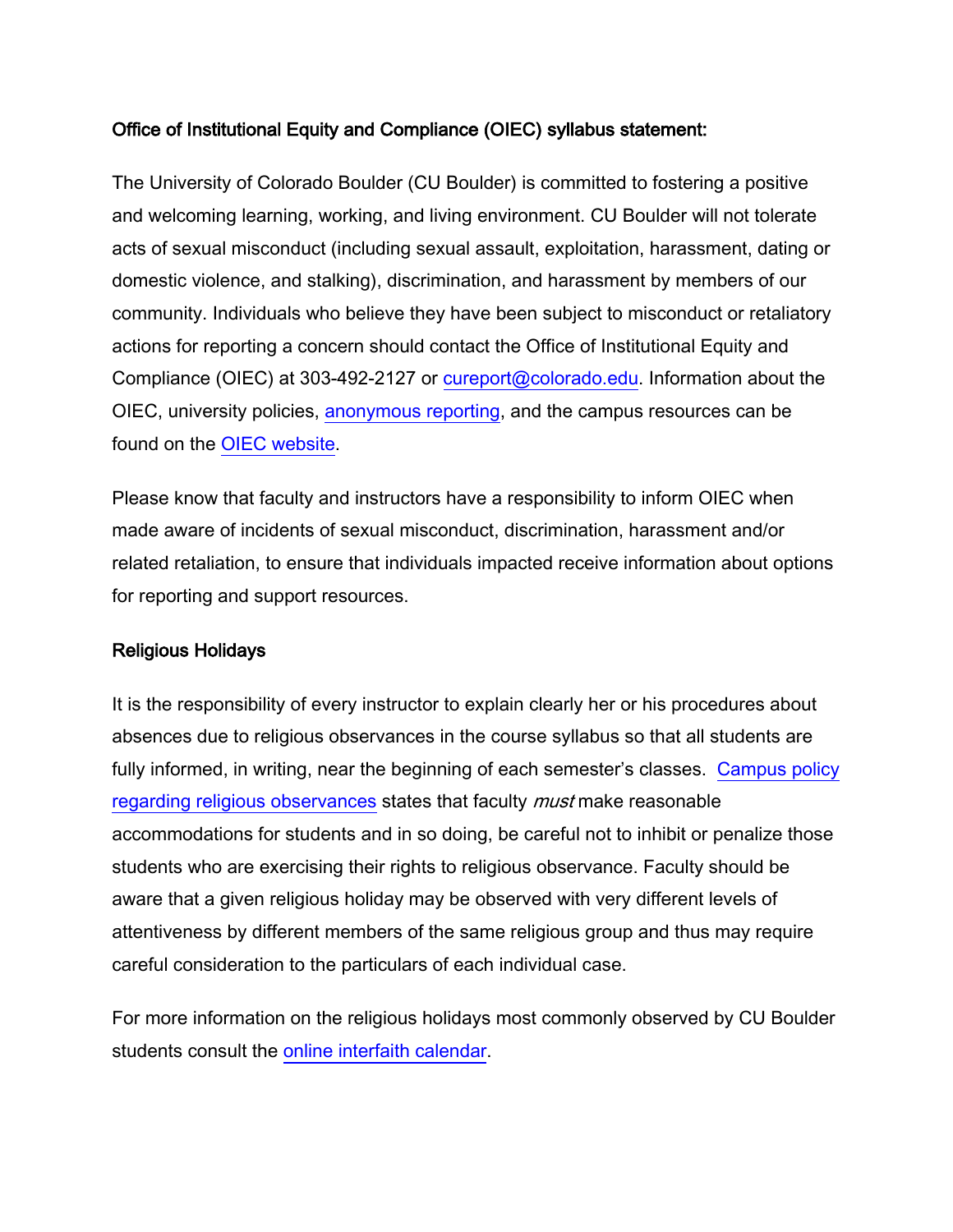**Office of Institutional Equity and Compliance (OIEC) syllabus statement:**

The University of Colorado Boulder (CU Boulder) is committed to fostering a positive and welcoming learning, working, and living environment. CU Boulder will not tolerate acts of sexual misconduct (including sexual assault, exploitation, harassment, dating or domestic violence, and stalking), discrimination, and harassment by members of our community. Individuals who believe they have been subject to misconduct or retaliatory actions for reporting a concern should contact the Office of Institutional Equity and Compliance (OIEC) at 303-492-2127 or cureport@colorado.edu. Information about the OIEC, university policies, anonymous reporting, and the campus resources can be found on the OIEC website.

Please know that faculty and instructors have a responsibility to inform OIEC when made aware of incidents of sexual misconduct, discrimination, harassment and/or related retaliation, to ensure that individuals impacted receive information about options for reporting and support resources.

**Religious Holidays**

It is the responsibility of every instructor to explain clearly her or his procedures about absences due to religious observances in the course syllabus so that all students are fully informed, in writing, near the beginning of each semester's classes. Campus policy regarding religious observances states that faculty *must* make reasonable accommodations for students and in so doing, be careful not to inhibit or penalize those students who are exercising their rights to religious observance. Faculty should be aware that a given religious holiday may be observed with very different levels of attentiveness by different members of the same religious group and thus may require careful consideration to the particulars of each individual case.

For more information on the religious holidays most commonly observed by CU Boulder students consult the online interfaith calendar.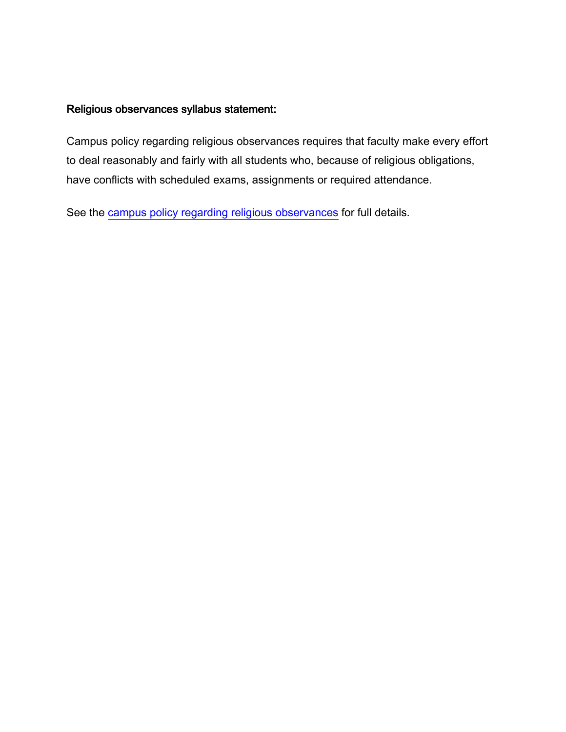**Religious observances syllabus statement:**

Campus policy regarding religious observances requires that faculty make every effort to deal reasonably and fairly with all students who, because of religious obligations, have conflicts with scheduled exams, assignments or required attendance.

See the campus policy regarding religious observances for full details.